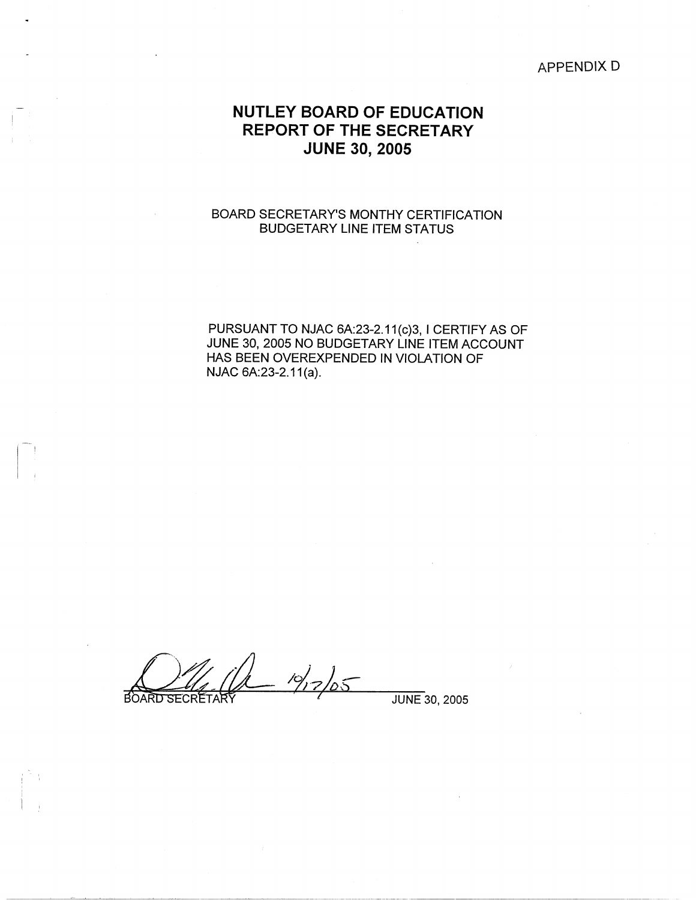APPENDIX D

# NUTLEY BOARD OF EDUCATION
# REPORT OF THE SECRETARY
# JUNE 30, 2005

BOARD SECRETARY'S MONTHY CERTIFICATION
BUDGETARY LINE ITEM STATUS

PURSUANT TO NJAC 6A:23-2.11(c)3, I CERTIFY AS OF JUNE 30, 2005 NO BUDGETARY LINE ITEM ACCOUNT HAS BEEN OVEREXPENDED IN VIOLATION OF NJAC 6A:23-2.11(a).

10/17/05

BOARD SECRETARY JUNE 30, 2005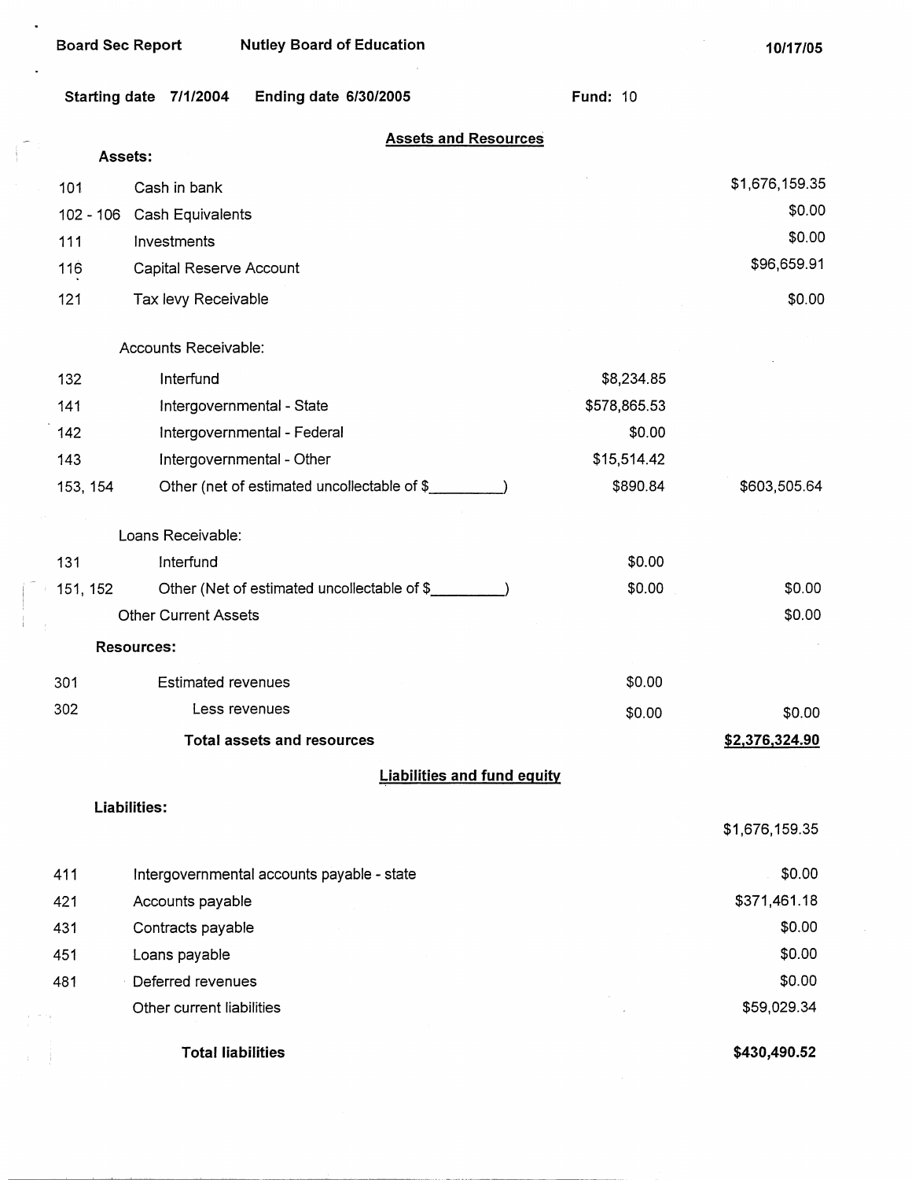Board Sec Report    Nutley Board of Education    10/17/05

**Starting date** 7/1/2004    **Ending date** 6/30/2005    **Fund:** 10

## Assets and Resources

| | | | |
|---|---|---|---|
| **Assets:** | | | |
| 101 | Cash in bank | | $1,676,159.35 |
| 102 - 106 | Cash Equivalents | | $0.00 |
| 111 | Investments | | $0.00 |
| 116 | Capital Reserve Account | | $96,659.91 |
| 121 | Tax levy Receivable | | $0.00 |
| | Accounts Receivable: | | |
| 132 | Interfund | $8,234.85 | |
| 141 | Intergovernmental - State | $578,865.53 | |
| 142 | Intergovernmental - Federal | $0.00 | |
| 143 | Intergovernmental - Other | $15,514.42 | |
| 153, 154 | Other (net of estimated uncollectable of $_________) | $890.84 | $603,505.64 |
| | Loans Receivable: | | |
| 131 | Interfund | $0.00 | |
| 151, 152 | Other (Net of estimated uncollectable of $_________) | $0.00 | $0.00 |
| | Other Current Assets | | $0.00 |
| **Resources:** | | | |
| 301 | Estimated revenues | $0.00 | |
| 302 | Less revenues | $0.00 | $0.00 |
| | **Total assets and resources** | | **$2,376,324.90** |

## Liabilities and fund equity

| | | |
|---|---|---|
| **Liabilities:** | | |
| | | $1,676,159.35 |
| 411 | Intergovernmental accounts payable - state | $0.00 |
| 421 | Accounts payable | $371,461.18 |
| 431 | Contracts payable | $0.00 |
| 451 | Loans payable | $0.00 |
| 481 | Deferred revenues | $0.00 |
| | Other current liabilities | $59,029.34 |
| | **Total liabilities** | **$430,490.52** |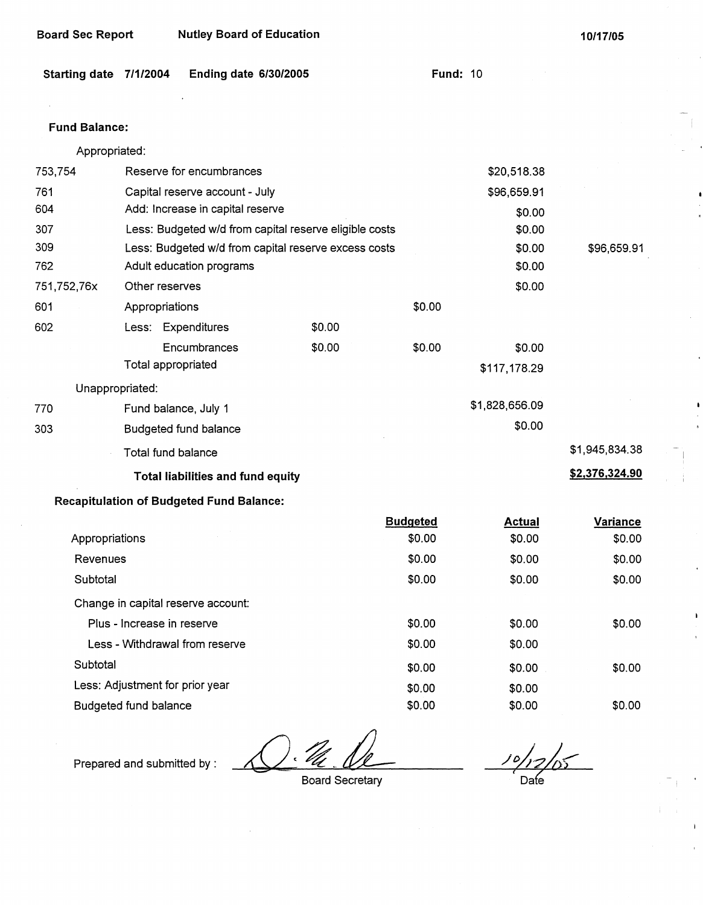Board Sec Report — Nutley Board of Education — 10/17/05

**Starting date** 7/1/2004 **Ending date** 6/30/2005 **Fund:** 10

**Fund Balance:**

Appropriated:

| | | | | | |
|---|---|---|---|---|---|
| 753,754 | Reserve for encumbrances | | | $20,518.38 | |
| 761 | Capital reserve account - July | | | $96,659.91 | |
| 604 | Add: Increase in capital reserve | | | $0.00 | |
| 307 | Less: Budgeted w/d from capital reserve eligible costs | | | $0.00 | |
| 309 | Less: Budgeted w/d from capital reserve excess costs | | | $0.00 | $96,659.91 |
| 762 | Adult education programs | | | $0.00 | |
| 751,752,76x | Other reserves | | | $0.00 | |
| 601 | Appropriations | | $0.00 | | |
| 602 | Less: Expenditures | $0.00 | | | |
| | Encumbrances | $0.00 | $0.00 | $0.00 | |
| | Total appropriated | | | $117,178.29 | |

Unappropriated:

| | | | |
|---|---|---|---|
| 770 | Fund balance, July 1 | $1,828,656.09 | |
| 303 | Budgeted fund balance | $0.00 | |
| | Total fund balance | | $1,945,834.38 |
| | **Total liabilities and fund equity** | | **$2,376,324.90** |

**Recapitulation of Budgeted Fund Balance:**

| | Budgeted | Actual | Variance |
|---|---|---|---|
| Appropriations | $0.00 | $0.00 | $0.00 |
| Revenues | $0.00 | $0.00 | $0.00 |
| Subtotal | $0.00 | $0.00 | $0.00 |
| Change in capital reserve account: | | | |
| Plus - Increase in reserve | $0.00 | $0.00 | $0.00 |
| Less - Withdrawal from reserve | $0.00 | $0.00 | |
| Subtotal | $0.00 | $0.00 | $0.00 |
| Less: Adjustment for prior year | $0.00 | $0.00 | |
| Budgeted fund balance | $0.00 | $0.00 | $0.00 |

Prepared and submitted by : ______________________ Board Secretary    10/12/05 Date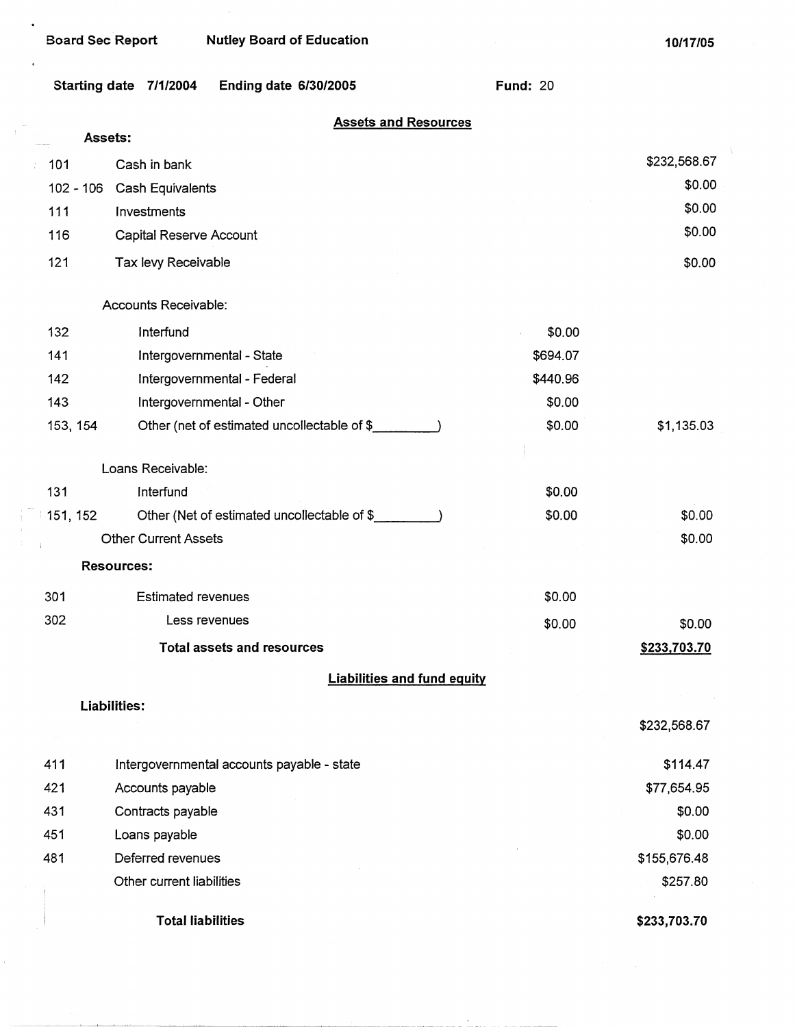Board Sec Report | Nutley Board of Education | 10/17/05

Starting date 7/1/2004 | Ending date 6/30/2005 | Fund: 20

## Assets and Resources

| Code | Description | | Amount |
|---|---|---|---|
| | **Assets:** | | |
| 101 | Cash in bank | | $232,568.67 |
| 102 - 106 | Cash Equivalents | | $0.00 |
| 111 | Investments | | $0.00 |
| 116 | Capital Reserve Account | | $0.00 |
| 121 | Tax levy Receivable | | $0.00 |
| | Accounts Receivable: | | |
| 132 | Interfund | $0.00 | |
| 141 | Intergovernmental - State | $694.07 | |
| 142 | Intergovernmental - Federal | $440.96 | |
| 143 | Intergovernmental - Other | $0.00 | |
| 153, 154 | Other (net of estimated uncollectable of $\_\_\_\_\_\_\_\_\_) | $0.00 | $1,135.03 |
| | Loans Receivable: | | |
| 131 | Interfund | $0.00 | |
| 151, 152 | Other (Net of estimated uncollectable of $\_\_\_\_\_\_\_\_\_) | $0.00 | $0.00 |
| | Other Current Assets | | $0.00 |
| | **Resources:** | | |
| 301 | Estimated revenues | $0.00 | |
| 302 | Less revenues | $0.00 | $0.00 |
| | **Total assets and resources** | | **$233,703.70** |

## Liabilities and fund equity

| Code | Description | Amount |
|---|---|---|
| | **Liabilities:** | |
| | | $232,568.67 |
| 411 | Intergovernmental accounts payable - state | $114.47 |
| 421 | Accounts payable | $77,654.95 |
| 431 | Contracts payable | $0.00 |
| 451 | Loans payable | $0.00 |
| 481 | Deferred revenues | $155,676.48 |
| | Other current liabilities | $257.80 |
| | **Total liabilities** | **$233,703.70** |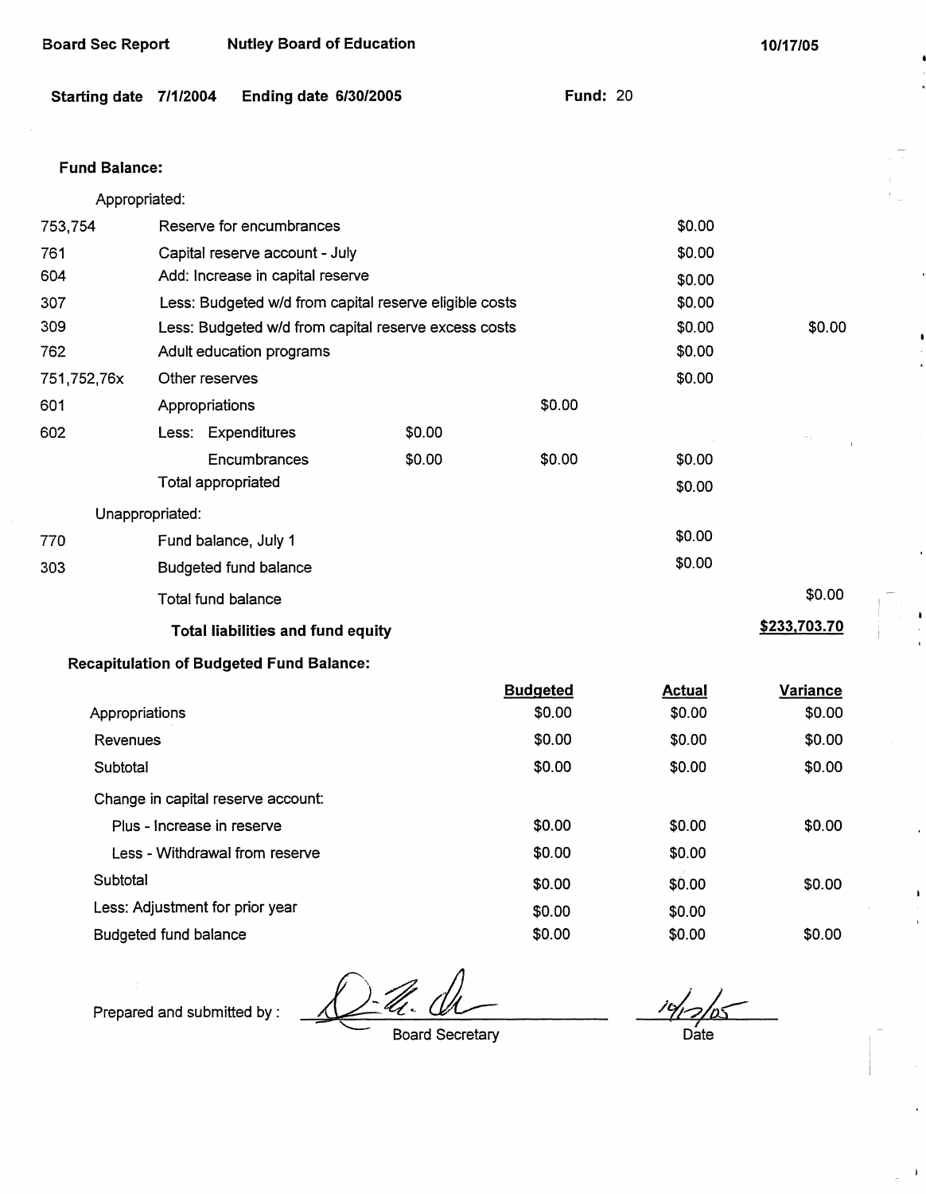Board Sec Report | Nutley Board of Education | 10/17/05

Starting date 7/1/2004 | Ending date 6/30/2005 | Fund: 20

**Fund Balance:**

| | | | | | |
|---|---|---|---|---|---|
| | Appropriated: | | | | |
| 753,754 | Reserve for encumbrances | | | $0.00 | |
| 761 | Capital reserve account - July | | | $0.00 | |
| 604 | Add: Increase in capital reserve | | | $0.00 | |
| 307 | Less: Budgeted w/d from capital reserve eligible costs | | | $0.00 | |
| 309 | Less: Budgeted w/d from capital reserve excess costs | | | $0.00 | $0.00 |
| 762 | Adult education programs | | | $0.00 | |
| 751,752,76x | Other reserves | | | $0.00 | |
| 601 | Appropriations | | $0.00 | | |
| 602 | Less: Expenditures | $0.00 | | | |
| | Encumbrances | $0.00 | $0.00 | $0.00 | |
| | Total appropriated | | | $0.00 | |
| | Unappropriated: | | | | |
| 770 | Fund balance, July 1 | | | $0.00 | |
| 303 | Budgeted fund balance | | | $0.00 | |
| | Total fund balance | | | | $0.00 |
| | **Total liabilities and fund equity** | | | | **$233,703.70** |

**Recapitulation of Budgeted Fund Balance:**

| | Budgeted | Actual | Variance |
|---|---|---|---|
| Appropriations | $0.00 | $0.00 | $0.00 |
| Revenues | $0.00 | $0.00 | $0.00 |
| Subtotal | $0.00 | $0.00 | $0.00 |
| Change in capital reserve account: | | | |
| Plus - Increase in reserve | $0.00 | $0.00 | $0.00 |
| Less - Withdrawal from reserve | $0.00 | $0.00 | |
| Subtotal | $0.00 | $0.00 | $0.00 |
| Less: Adjustment for prior year | $0.00 | $0.00 | |
| Budgeted fund balance | $0.00 | $0.00 | $0.00 |

Prepared and submitted by : _______________ Board Secretary    10/12/05 Date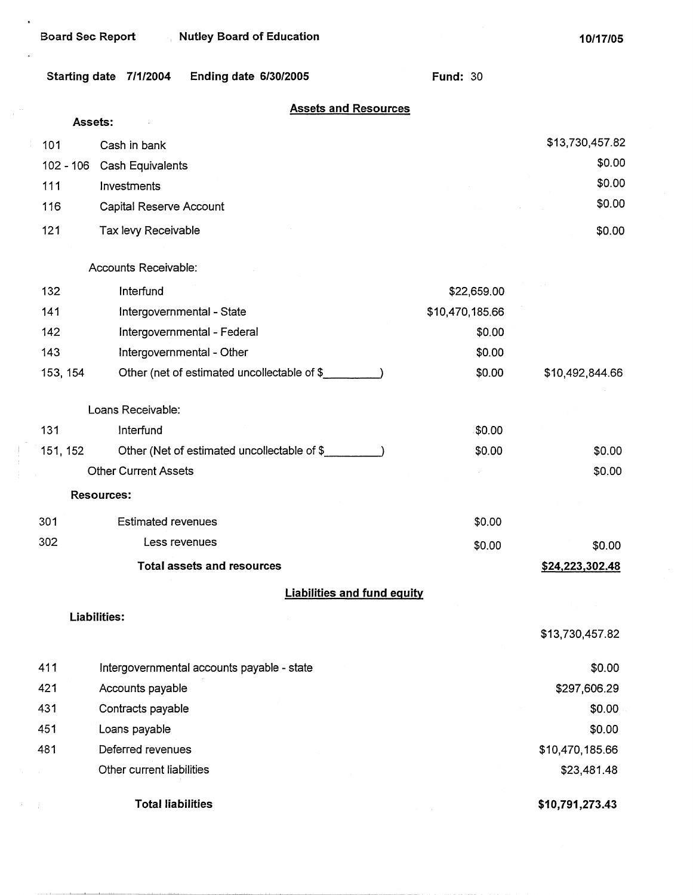Board Sec Report    Nutley Board of Education    10/17/05

Starting date 7/1/2004    Ending date 6/30/2005    Fund: 30

## Assets and Resources

**Assets:**

| Code | Description | | |
|---|---|---|---|
| 101 | Cash in bank | | $13,730,457.82 |
| 102 - 106 | Cash Equivalents | | $0.00 |
| 111 | Investments | | $0.00 |
| 116 | Capital Reserve Account | | $0.00 |
| 121 | Tax levy Receivable | | $0.00 |
| | Accounts Receivable: | | |
| 132 | Interfund | $22,659.00 | |
| 141 | Intergovernmental - State | $10,470,185.66 | |
| 142 | Intergovernmental - Federal | $0.00 | |
| 143 | Intergovernmental - Other | $0.00 | |
| 153, 154 | Other (net of estimated uncollectable of $_________) | $0.00 | $10,492,844.66 |
| | Loans Receivable: | | |
| 131 | Interfund | $0.00 | |
| 151, 152 | Other (Net of estimated uncollectable of $_________) | $0.00 | $0.00 |
| | Other Current Assets | | $0.00 |
| | **Resources:** | | |
| 301 | Estimated revenues | $0.00 | |
| 302 | Less revenues | $0.00 | $0.00 |
| | **Total assets and resources** | | **$24,223,302.48** |

## Liabilities and fund equity

**Liabilities:**

| Code | Description | |
|---|---|---|
| | | $13,730,457.82 |
| 411 | Intergovernmental accounts payable - state | $0.00 |
| 421 | Accounts payable | $297,606.29 |
| 431 | Contracts payable | $0.00 |
| 451 | Loans payable | $0.00 |
| 481 | Deferred revenues | $10,470,185.66 |
| | Other current liabilities | $23,481.48 |
| | **Total liabilities** | **$10,791,273.43** |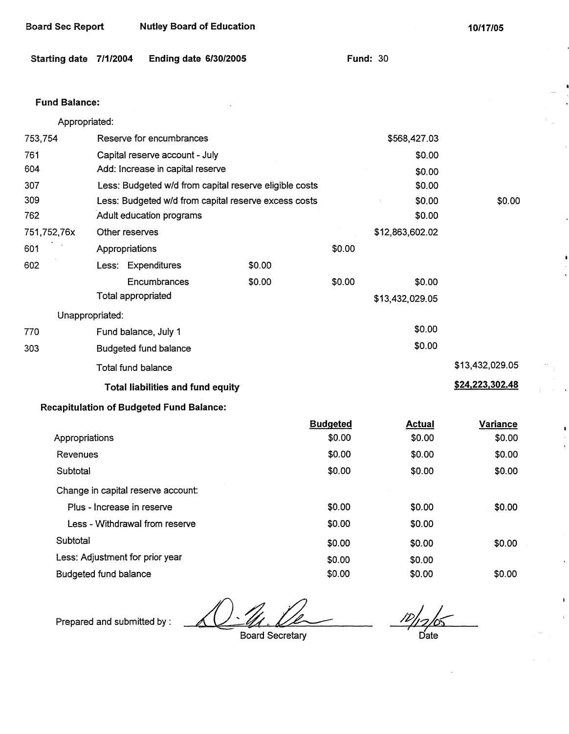Board Sec Report    Nutley Board of Education    10/17/05

**Starting date 7/1/2004    Ending date 6/30/2005    Fund: 30**

**Fund Balance:**

| | | | | | |
|---|---|---|---|---|---|
| | Appropriated: | | | | |
| 753,754 | Reserve for encumbrances | | | $568,427.03 | |
| 761 | Capital reserve account - July | | | $0.00 | |
| 604 | Add: Increase in capital reserve | | | $0.00 | |
| 307 | Less: Budgeted w/d from capital reserve eligible costs | | | $0.00 | |
| 309 | Less: Budgeted w/d from capital reserve excess costs | | | $0.00 | $0.00 |
| 762 | Adult education programs | | | $0.00 | |
| 751,752,76x | Other reserves | | | $12,863,602.02 | |
| 601 | Appropriations | | $0.00 | | |
| 602 | Less: Expenditures | $0.00 | | | |
| | Encumbrances | $0.00 | $0.00 | $0.00 | |
| | Total appropriated | | | $13,432,029.05 | |
| | Unappropriated: | | | | |
| 770 | Fund balance, July 1 | | | $0.00 | |
| 303 | Budgeted fund balance | | | $0.00 | |
| | Total fund balance | | | | $13,432,029.05 |
| | **Total liabilities and fund equity** | | | | **$24,223,302.48** |

**Recapitulation of Budgeted Fund Balance:**

| | Budgeted | Actual | Variance |
|---|---|---|---|
| Appropriations | $0.00 | $0.00 | $0.00 |
| Revenues | $0.00 | $0.00 | $0.00 |
| Subtotal | $0.00 | $0.00 | $0.00 |
| Change in capital reserve account: | | | |
| Plus - Increase in reserve | $0.00 | $0.00 | $0.00 |
| Less - Withdrawal from reserve | $0.00 | $0.00 | |
| Subtotal | $0.00 | $0.00 | $0.00 |
| Less: Adjustment for prior year | $0.00 | $0.00 | |
| Budgeted fund balance | $0.00 | $0.00 | $0.00 |

Prepared and submitted by : ____________________ Board Secretary    10/12/05 Date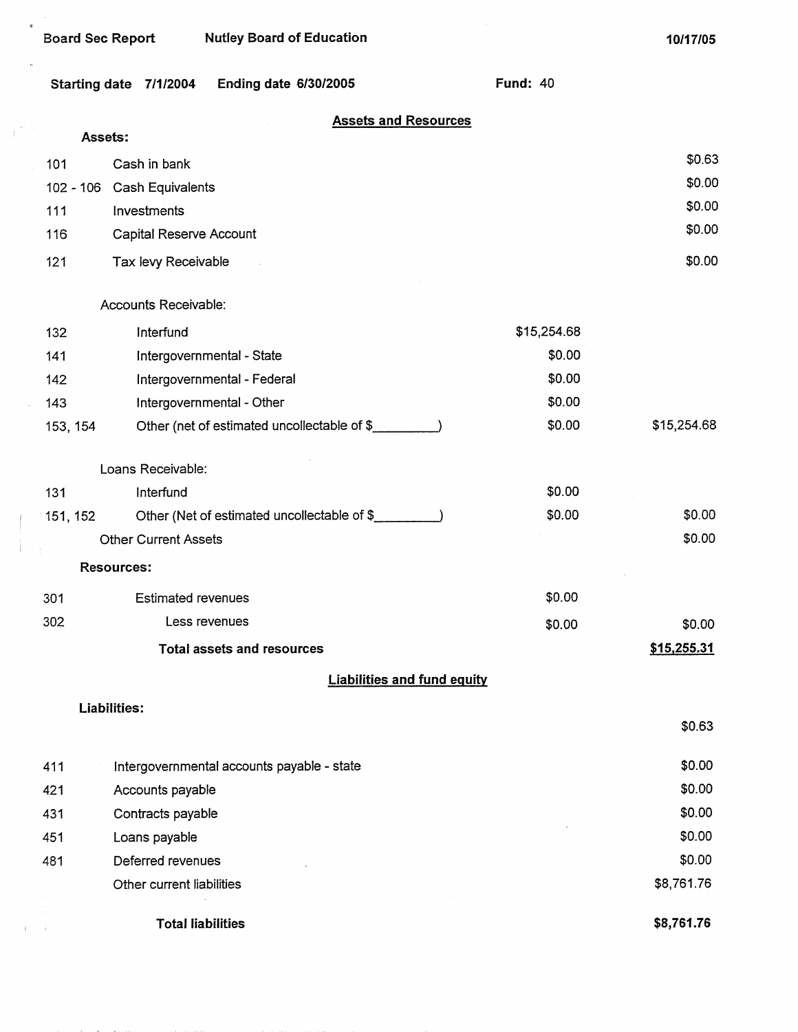Board Sec Report | Nutley Board of Education | 10/17/05

**Starting date** 7/1/2004 **Ending date** 6/30/2005 **Fund:** 40

## Assets and Resources

**Assets:**

| Code | Description | | |
|---|---|---|---|
| 101 | Cash in bank | | $0.63 |
| 102 - 106 | Cash Equivalents | | $0.00 |
| 111 | Investments | | $0.00 |
| 116 | Capital Reserve Account | | $0.00 |
| 121 | Tax levy Receivable | | $0.00 |
| | Accounts Receivable: | | |
| 132 | Interfund | $15,254.68 | |
| 141 | Intergovernmental - State | $0.00 | |
| 142 | Intergovernmental - Federal | $0.00 | |
| 143 | Intergovernmental - Other | $0.00 | |
| 153, 154 | Other (net of estimated uncollectable of $_________) | $0.00 | $15,254.68 |
| | Loans Receivable: | | |
| 131 | Interfund | $0.00 | |
| 151, 152 | Other (Net of estimated uncollectable of $_________) | $0.00 | $0.00 |
| | Other Current Assets | | $0.00 |
| | **Resources:** | | |
| 301 | Estimated revenues | $0.00 | |
| 302 | Less revenues | $0.00 | $0.00 |
| | **Total assets and resources** | | **$15,255.31** |

## Liabilities and fund equity

**Liabilities:**

| Code | Description | |
|---|---|---|
| | | $0.63 |
| 411 | Intergovernmental accounts payable - state | $0.00 |
| 421 | Accounts payable | $0.00 |
| 431 | Contracts payable | $0.00 |
| 451 | Loans payable | $0.00 |
| 481 | Deferred revenues | $0.00 |
| | Other current liabilities | $8,761.76 |
| | **Total liabilities** | **$8,761.76** |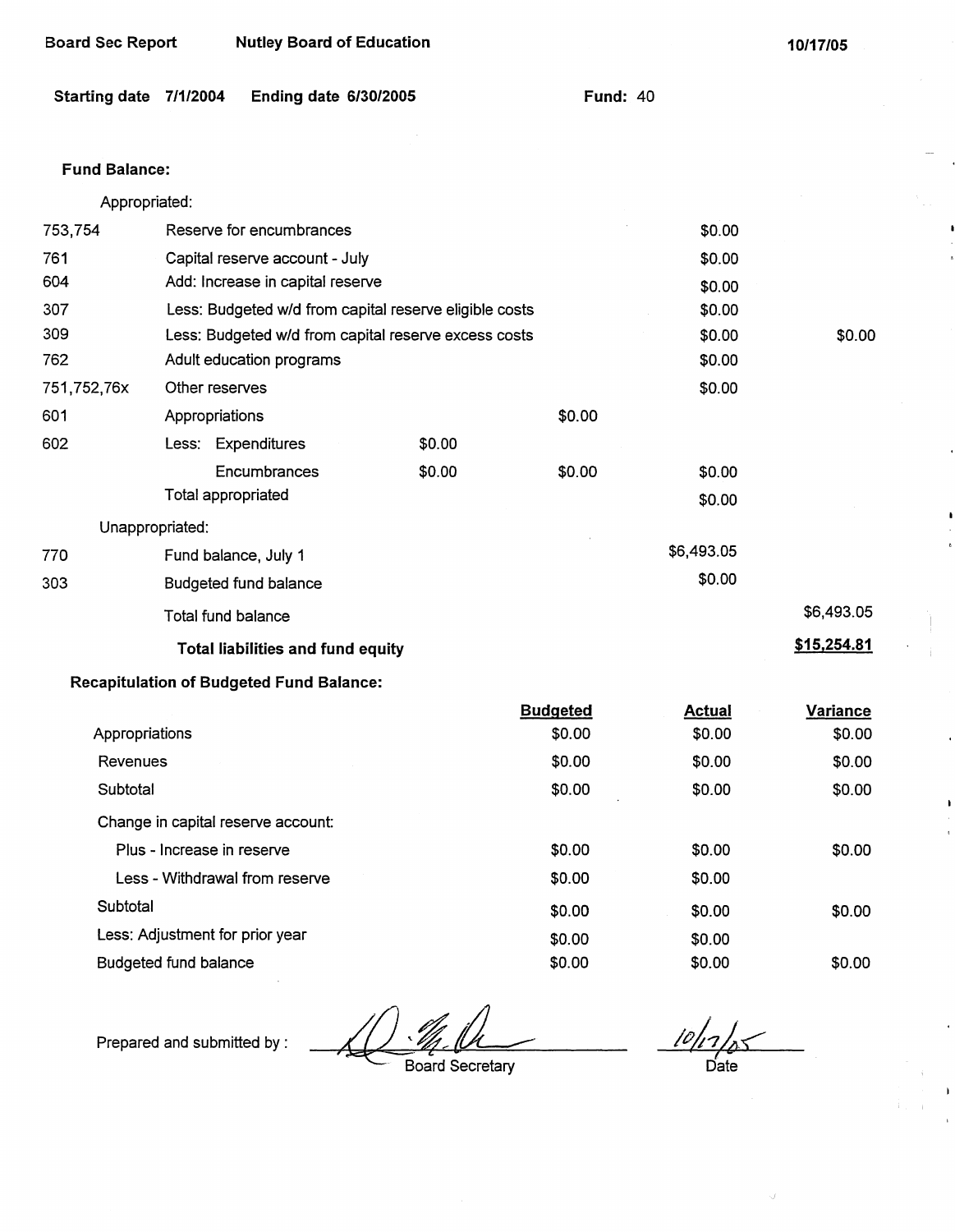Board Sec Report Nutley Board of Education 10/17/05

Starting date 7/1/2004 Ending date 6/30/2005 Fund: 40

**Fund Balance:**

| | | | | | |
|---|---|---|---|---|---|
| | Appropriated: | | | | |
| 753,754 | Reserve for encumbrances | | | $0.00 | |
| 761 | Capital reserve account - July | | | $0.00 | |
| 604 | Add: Increase in capital reserve | | | $0.00 | |
| 307 | Less: Budgeted w/d from capital reserve eligible costs | | | $0.00 | |
| 309 | Less: Budgeted w/d from capital reserve excess costs | | | $0.00 | $0.00 |
| 762 | Adult education programs | | | $0.00 | |
| 751,752,76x | Other reserves | | | $0.00 | |
| 601 | Appropriations | | $0.00 | | |
| 602 | Less: Expenditures | $0.00 | | | |
| | Encumbrances | $0.00 | $0.00 | $0.00 | |
| | Total appropriated | | | $0.00 | |
| | Unappropriated: | | | | |
| 770 | Fund balance, July 1 | | | $6,493.05 | |
| 303 | Budgeted fund balance | | | $0.00 | |
| | Total fund balance | | | | $6,493.05 |
| | **Total liabilities and fund equity** | | | | **$15,254.81** |

**Recapitulation of Budgeted Fund Balance:**

| | Budgeted | Actual | Variance |
|---|---|---|---|
| Appropriations | $0.00 | $0.00 | $0.00 |
| Revenues | $0.00 | $0.00 | $0.00 |
| Subtotal | $0.00 | $0.00 | $0.00 |
| Change in capital reserve account: | | | |
| Plus - Increase in reserve | $0.00 | $0.00 | $0.00 |
| Less - Withdrawal from reserve | $0.00 | $0.00 | |
| Subtotal | $0.00 | $0.00 | $0.00 |
| Less: Adjustment for prior year | $0.00 | $0.00 | |
| Budgeted fund balance | $0.00 | $0.00 | $0.00 |

Prepared and submitted by : Board Secretary 10/17/05 Date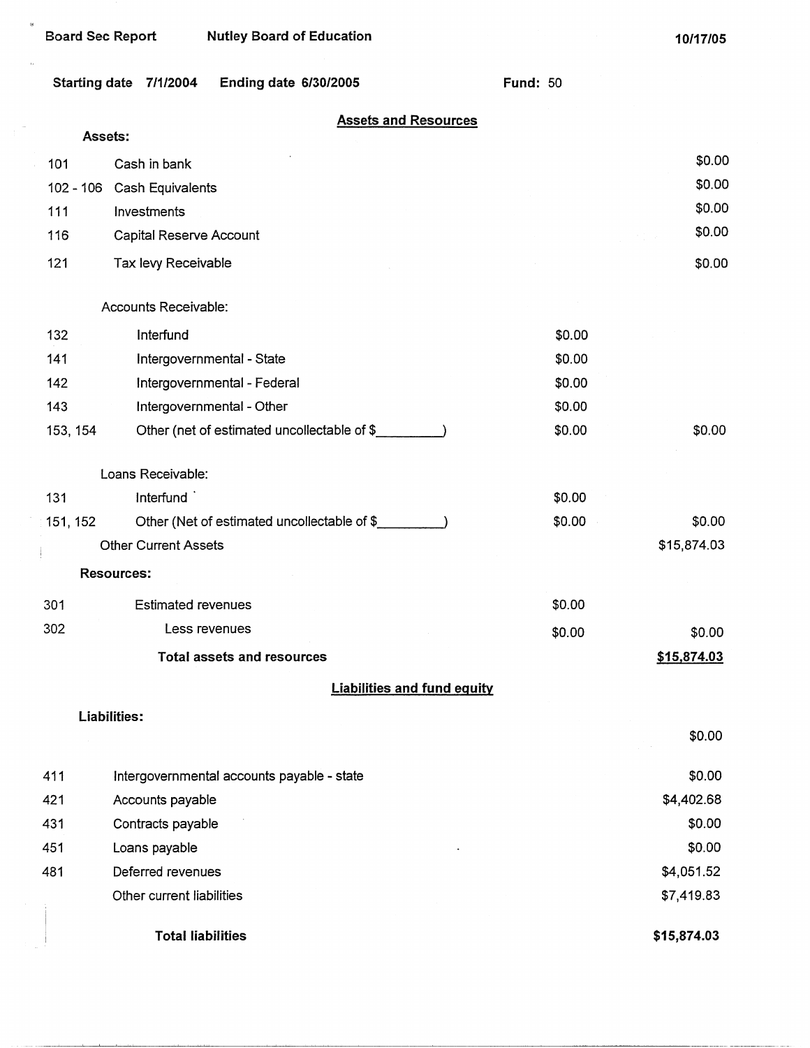Board Sec Report | Nutley Board of Education | 10/17/05

Starting date 7/1/2004 Ending date 6/30/2005 Fund: 50

## Assets and Resources

**Assets:**

| | | | |
|---|---|---|---|
| 101 | Cash in bank | | $0.00 |
| 102 - 106 | Cash Equivalents | | $0.00 |
| 111 | Investments | | $0.00 |
| 116 | Capital Reserve Account | | $0.00 |
| 121 | Tax levy Receivable | | $0.00 |
| | Accounts Receivable: | | |
| 132 | Interfund | $0.00 | |
| 141 | Intergovernmental - State | $0.00 | |
| 142 | Intergovernmental - Federal | $0.00 | |
| 143 | Intergovernmental - Other | $0.00 | |
| 153, 154 | Other (net of estimated uncollectable of $_________) | $0.00 | $0.00 |
| | Loans Receivable: | | |
| 131 | Interfund | $0.00 | |
| 151, 152 | Other (Net of estimated uncollectable of $_________) | $0.00 | $0.00 |
| | Other Current Assets | | $15,874.03 |
| | **Resources:** | | |
| 301 | Estimated revenues | $0.00 | |
| 302 | Less revenues | $0.00 | $0.00 |
| | **Total assets and resources** | | **$15,874.03** |

## Liabilities and fund equity

**Liabilities:**

| | | |
|---|---|---|
| | | $0.00 |
| 411 | Intergovernmental accounts payable - state | $0.00 |
| 421 | Accounts payable | $4,402.68 |
| 431 | Contracts payable | $0.00 |
| 451 | Loans payable | $0.00 |
| 481 | Deferred revenues | $4,051.52 |
| | Other current liabilities | $7,419.83 |
| | **Total liabilities** | **$15,874.03** |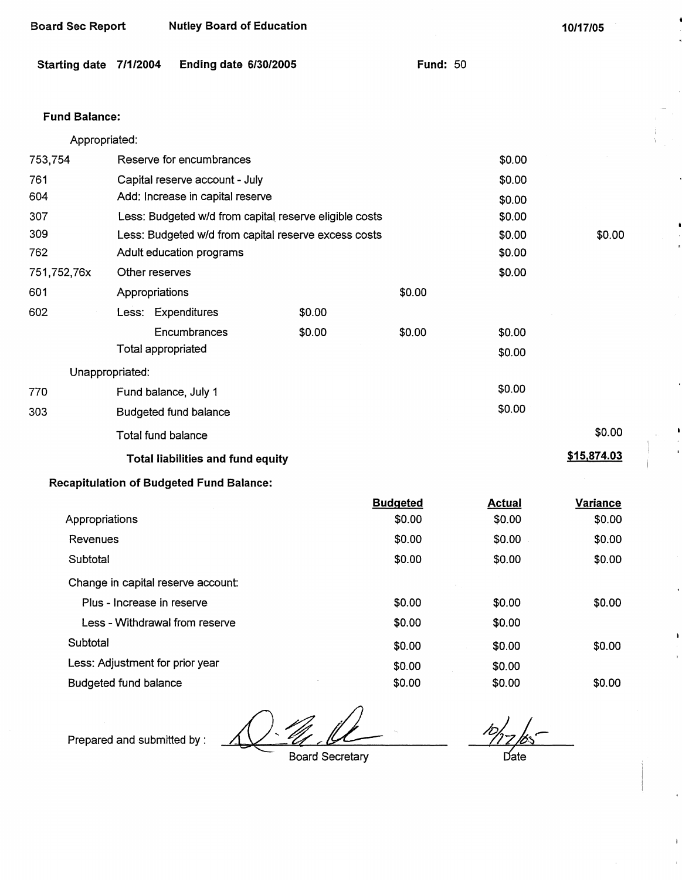Board Sec Report Nutley Board of Education 10/17/05

**Starting date** 7/1/2004 **Ending date** 6/30/2005 **Fund:** 50

**Fund Balance:**

| | Appropriated: | | | | |
|---|---|---|---|---|---|
| 753,754 | Reserve for encumbrances | | | $0.00 | |
| 761 | Capital reserve account - July | | | $0.00 | |
| 604 | Add: Increase in capital reserve | | | $0.00 | |
| 307 | Less: Budgeted w/d from capital reserve eligible costs | | | $0.00 | |
| 309 | Less: Budgeted w/d from capital reserve excess costs | | | $0.00 | $0.00 |
| 762 | Adult education programs | | | $0.00 | |
| 751,752,76x | Other reserves | | | $0.00 | |
| 601 | Appropriations | | $0.00 | | |
| 602 | Less: Expenditures | $0.00 | | | |
| | Encumbrances | $0.00 | $0.00 | $0.00 | |
| | Total appropriated | | | $0.00 | |
| | Unappropriated: | | | | |
| 770 | Fund balance, July 1 | | | $0.00 | |
| 303 | Budgeted fund balance | | | $0.00 | |
| | Total fund balance | | | | $0.00 |
| | **Total liabilities and fund equity** | | | | **$15,874.03** |

**Recapitulation of Budgeted Fund Balance:**

| | Budgeted | Actual | Variance |
|---|---|---|---|
| Appropriations | $0.00 | $0.00 | $0.00 |
| Revenues | $0.00 | $0.00 | $0.00 |
| Subtotal | $0.00 | $0.00 | $0.00 |
| Change in capital reserve account: | | | |
| Plus - Increase in reserve | $0.00 | $0.00 | $0.00 |
| Less - Withdrawal from reserve | $0.00 | $0.00 | |
| Subtotal | $0.00 | $0.00 | $0.00 |
| Less: Adjustment for prior year | $0.00 | $0.00 | |
| Budgeted fund balance | $0.00 | $0.00 | $0.00 |

Prepared and submitted by : Board Secretary 10/17/05 Date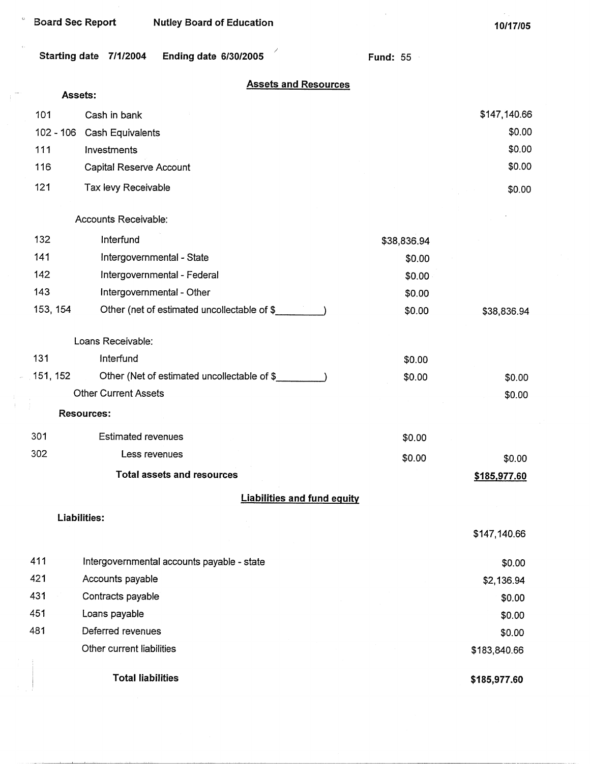Board Sec Report Nutley Board of Education 10/17/05

**Starting date** 7/1/2004 **Ending date** 6/30/2005 **Fund:** 55

## Assets and Resources

| | | | |
|---|---|---|---|
| **Assets:** | | | |
| 101 | Cash in bank | | $147,140.66 |
| 102 - 106 | Cash Equivalents | | $0.00 |
| 111 | Investments | | $0.00 |
| 116 | Capital Reserve Account | | $0.00 |
| 121 | Tax levy Receivable | | $0.00 |
| | Accounts Receivable: | | |
| 132 | Interfund | $38,836.94 | |
| 141 | Intergovernmental - State | $0.00 | |
| 142 | Intergovernmental - Federal | $0.00 | |
| 143 | Intergovernmental - Other | $0.00 | |
| 153, 154 | Other (net of estimated uncollectable of $________) | $0.00 | $38,836.94 |
| | Loans Receivable: | | |
| 131 | Interfund | $0.00 | |
| 151, 152 | Other (Net of estimated uncollectable of $________) | $0.00 | $0.00 |
| | Other Current Assets | | $0.00 |
| **Resources:** | | | |
| 301 | Estimated revenues | $0.00 | |
| 302 | Less revenues | $0.00 | $0.00 |
| | **Total assets and resources** | | **$185,977.60** |

## Liabilities and fund equity

| | | |
|---|---|---|
| **Liabilities:** | | |
| | | $147,140.66 |
| 411 | Intergovernmental accounts payable - state | $0.00 |
| 421 | Accounts payable | $2,136.94 |
| 431 | Contracts payable | $0.00 |
| 451 | Loans payable | $0.00 |
| 481 | Deferred revenues | $0.00 |
| | Other current liabilities | $183,840.66 |
| | **Total liabilities** | **$185,977.60** |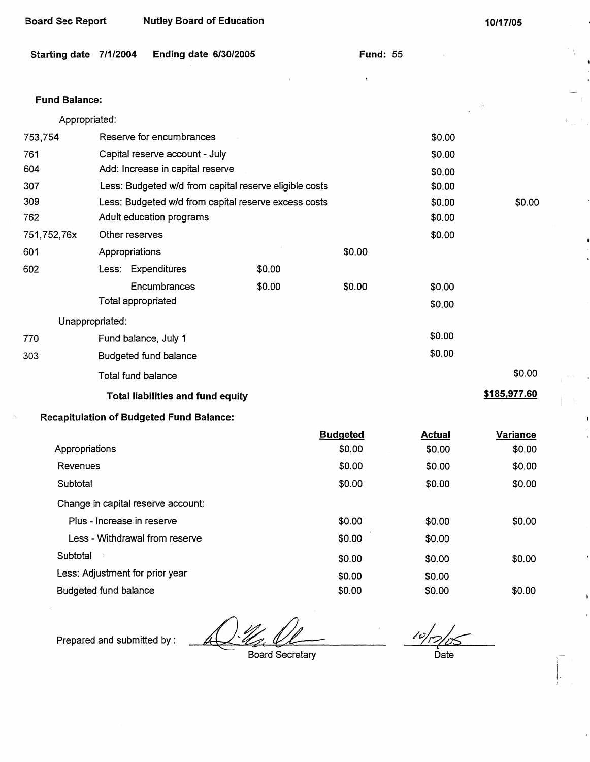Board Sec Report    Nutley Board of Education    10/17/05

**Starting date 7/1/2004    Ending date 6/30/2005**    **Fund: 55**

**Fund Balance:**

| | | | | | |
|---|---|---|---|---|---|
| | Appropriated: | | | | |
| 753,754 | Reserve for encumbrances | | | $0.00 | |
| 761 | Capital reserve account - July | | | $0.00 | |
| 604 | Add: Increase in capital reserve | | | $0.00 | |
| 307 | Less: Budgeted w/d from capital reserve eligible costs | | | $0.00 | |
| 309 | Less: Budgeted w/d from capital reserve excess costs | | | $0.00 | $0.00 |
| 762 | Adult education programs | | | $0.00 | |
| 751,752,76x | Other reserves | | | $0.00 | |
| 601 | Appropriations | | $0.00 | | |
| 602 | Less: Expenditures | $0.00 | | | |
| | Encumbrances | $0.00 | $0.00 | $0.00 | |
| | Total appropriated | | | $0.00 | |
| | Unappropriated: | | | | |
| 770 | Fund balance, July 1 | | | $0.00 | |
| 303 | Budgeted fund balance | | | $0.00 | |
| | Total fund balance | | | | $0.00 |
| | **Total liabilities and fund equity** | | | | **$185,977.60** |

**Recapitulation of Budgeted Fund Balance:**

| | Budgeted | Actual | Variance |
|---|---|---|---|
| Appropriations | $0.00 | $0.00 | $0.00 |
| Revenues | $0.00 | $0.00 | $0.00 |
| Subtotal | $0.00 | $0.00 | $0.00 |
| Change in capital reserve account: | | | |
| Plus - Increase in reserve | $0.00 | $0.00 | $0.00 |
| Less - Withdrawal from reserve | $0.00 | $0.00 | |
| Subtotal | $0.00 | $0.00 | $0.00 |
| Less: Adjustment for prior year | $0.00 | $0.00 | |
| Budgeted fund balance | $0.00 | $0.00 | $0.00 |

Prepared and submitted by : ____________________ Board Secretary    10/17/05 Date